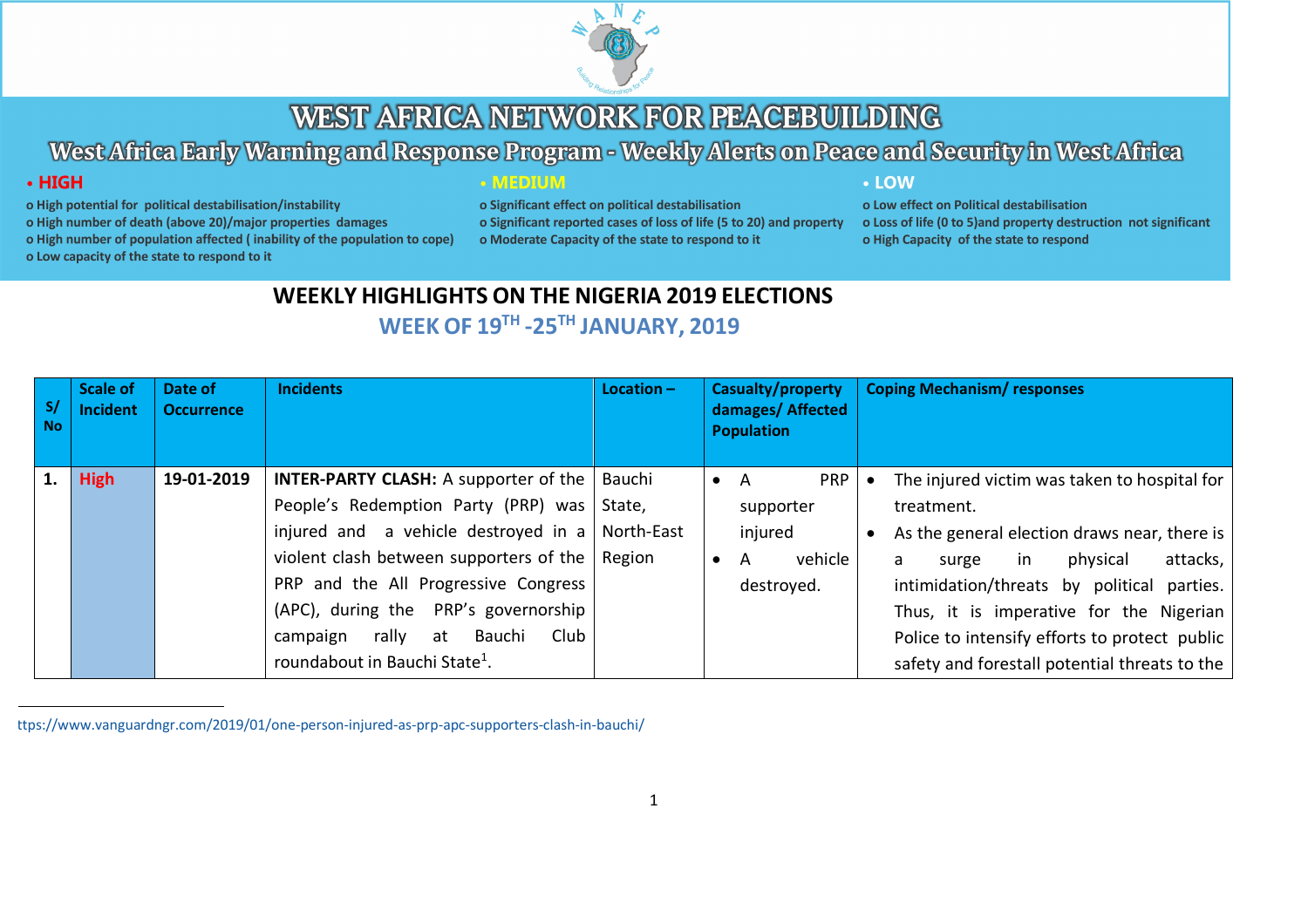# WEST AFRICA NETWORK FOR PEACEBUILDING

## West Africa Early Warning and Response Program - Weekly Alerts on Peace and Security in West Africa

**• HIGH**
- High potential for political destabilisation/instability
- High number of death (above 20)/major properties damages
- High number of population affected ( inability of the population to cope)
- Low capacity of the state to respond to it

**• MEDIUM**
- Significant effect on political destabilisation
- Significant reported cases of loss of life (5 to 20) and property
- Moderate Capacity of the state to respond to it

**• LOW**
- Low effect on Political destabilisation
- Loss of life (0 to 5)and property destruction not significant
- High Capacity of the state to respond

## WEEKLY HIGHLIGHTS ON THE NIGERIA 2019 ELECTIONS

### WEEK OF 19TH -25TH JANUARY, 2019

| S/ No | Scale of Incident | Date of Occurrence | Incidents | Location – | Casualty/property damages/ Affected Population | Coping Mechanism/ responses |
|---|---|---|---|---|---|---|
| 1. | High | 19-01-2019 | **INTER-PARTY CLASH:** A supporter of the People's Redemption Party (PRP) was injured and a vehicle destroyed in a violent clash between supporters of the PRP and the All Progressive Congress (APC), during the PRP's governorship campaign rally at Bauchi Club roundabout in Bauchi State[1]. | Bauchi State, North-East Region | • A PRP supporter injured<br>• A vehicle destroyed. | • The injured victim was taken to hospital for treatment.<br>• As the general election draws near, there is a surge in physical attacks, intimidation/threats by political parties. Thus, it is imperative for the Nigerian Police to intensify efforts to protect public safety and forestall potential threats to the |

[1] ttps://www.vanguardngr.com/2019/01/one-person-injured-as-prp-apc-supporters-clash-in-bauchi/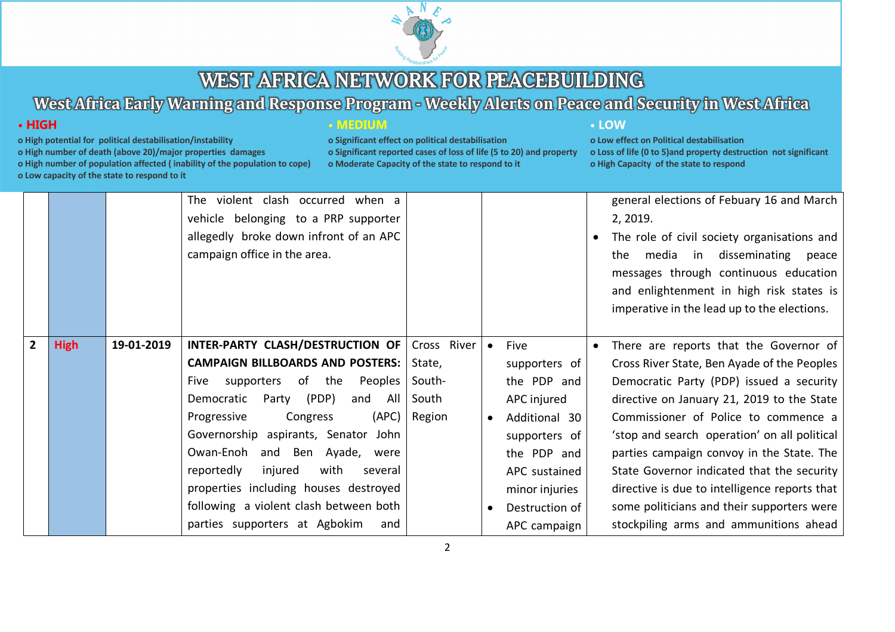# WEST AFRICA NETWORK FOR PEACEBUILDING

## West Africa Early Warning and Response Program - Weekly Alerts on Peace and Security in West Africa

**• HIGH**
- o High potential for political destabilisation/instability
- o High number of death (above 20)/major properties damages
- o High number of population affected ( inability of the population to cope)
- o Low capacity of the state to respond to it

**• MEDIUM**
- o Significant effect on political destabilisation
- o Significant reported cases of loss of life (5 to 20) and property
- o Moderate Capacity of the state to respond to it

**• LOW**
- o Low effect on Political destabilisation
- o Loss of life (0 to 5)and property destruction not significant
- o High Capacity of the state to respond

| | | | | | | |
|---|---|---|---|---|---|---|
| | | | The violent clash occurred when a vehicle belonging to a PRP supporter allegedly broke down infront of an APC campaign office in the area. | | | general elections of Febuary 16 and March 2, 2019.<br>• The role of civil society organisations and the media in disseminating peace messages through continuous education and enlightenment in high risk states is imperative in the lead up to the elections. |
| **2** | **High** | **19-01-2019** | **INTER-PARTY CLASH/DESTRUCTION OF CAMPAIGN BILLBOARDS AND POSTERS:** Five supporters of the Peoples Democratic Party (PDP) and All Progressive Congress (APC) Governorship aspirants, Senator John Owan-Enoh and Ben Ayade, were reportedly injured with several properties including houses destroyed following a violent clash between both parties supporters at Agbokim and | Cross River State, South-South Region | • Five supporters of the PDP and APC injured<br>• Additional 30 supporters of the PDP and APC sustained minor injuries<br>• Destruction of APC campaign | • There are reports that the Governor of Cross River State, Ben Ayade of the Peoples Democratic Party (PDP) issued a security directive on January 21, 2019 to the State Commissioner of Police to commence a 'stop and search operation' on all political parties campaign convoy in the State. The State Governor indicated that the security directive is due to intelligence reports that some politicians and their supporters were stockpiling arms and ammunitions ahead |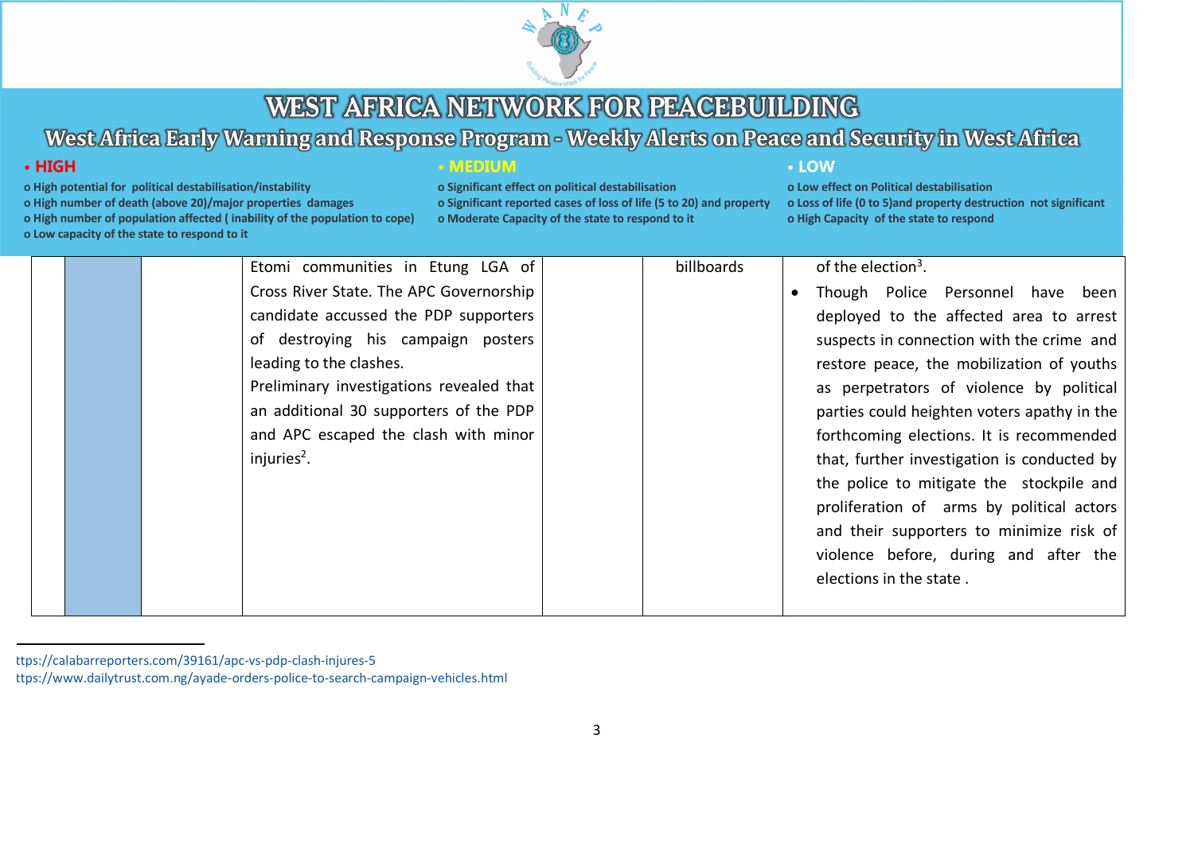# WEST AFRICA NETWORK FOR PEACEBUILDING

## West Africa Early Warning and Response Program - Weekly Alerts on Peace and Security in West Africa

**• HIGH**
- o High potential for political destabilisation/instability
- o High number of death (above 20)/major properties damages
- o High number of population affected ( inability of the population to cope)
- o Low capacity of the state to respond to it

**• MEDIUM**
- o Significant effect on political destabilisation
- o Significant reported cases of loss of life (5 to 20) and property
- o Moderate Capacity of the state to respond to it

**• LOW**
- o Low effect on Political destabilisation
- o Loss of life (0 to 5)and property destruction not significant
- o High Capacity of the state to respond

| | | | | | | |
|---|---|---|---|---|---|---|
| | | | Etomi communities in Etung LGA of Cross River State. The APC Governorship candidate accussed the PDP supporters of destroying his campaign posters leading to the clashes.<br>Preliminary investigations revealed that an additional 30 supporters of the PDP and APC escaped the clash with minor injuries[2]. | | billboards | of the election[3].<br>• Though Police Personnel have been deployed to the affected area to arrest suspects in connection with the crime and restore peace, the mobilization of youths as perpetrators of violence by political parties could heighten voters apathy in the forthcoming elections. It is recommended that, further investigation is conducted by the police to mitigate the stockpile and proliferation of arms by political actors and their supporters to minimize risk of violence before, during and after the elections in the state . |

---

ttps://calabarreporters.com/39161/apc-vs-pdp-clash-injures-5
ttps://www.dailytrust.com.ng/ayade-orders-police-to-search-campaign-vehicles.html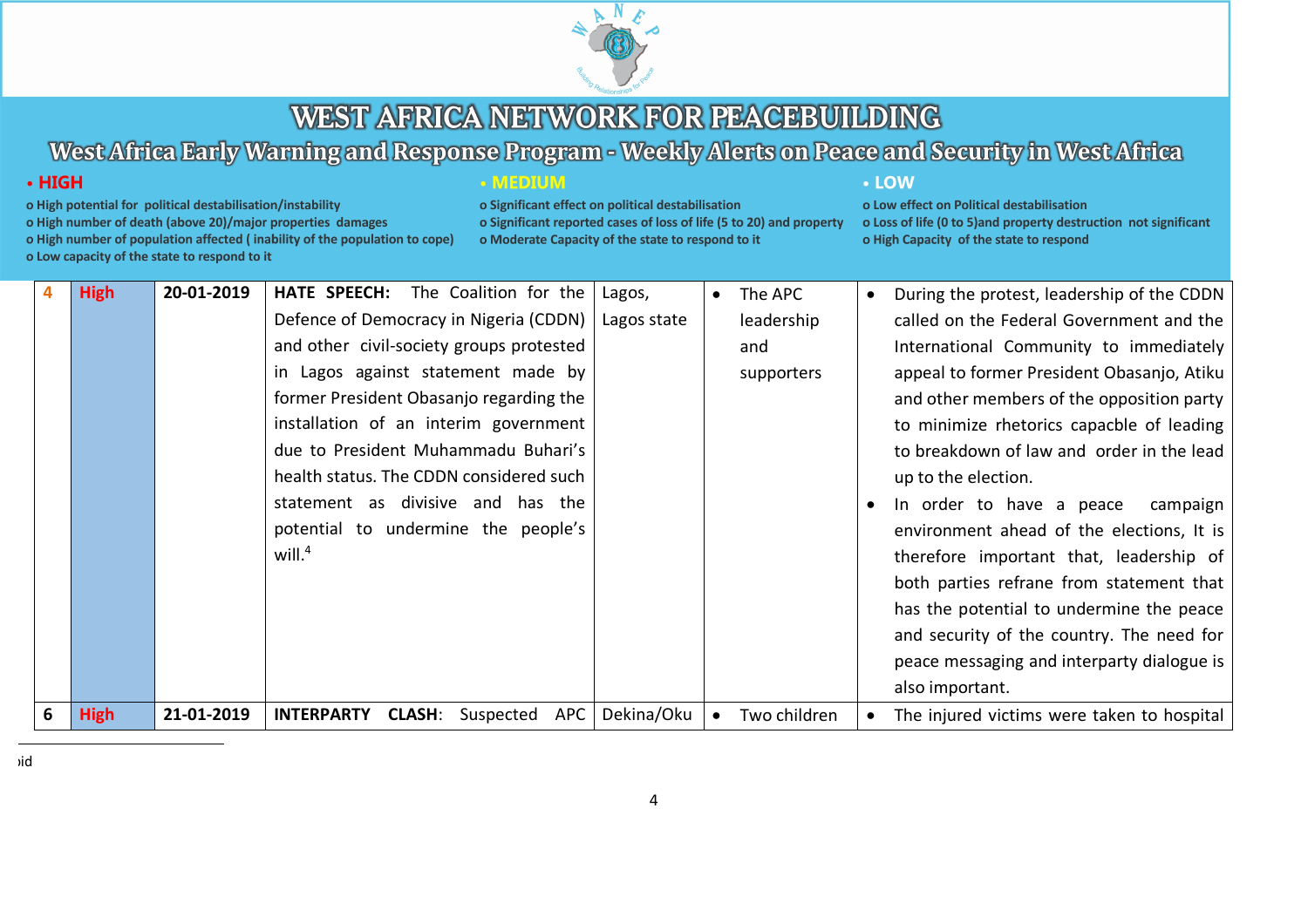# WEST AFRICA NETWORK FOR PEACEBUILDING

## West Africa Early Warning and Response Program - Weekly Alerts on Peace and Security in West Africa

**• HIGH**
- o High potential for political destabilisation/instability
- o High number of death (above 20)/major properties damages
- o High number of population affected ( inability of the population to cope)
- o Low capacity of the state to respond to it

**• MEDIUM**
- o Significant effect on political destabilisation
- o Significant reported cases of loss of life (5 to 20) and property
- o Moderate Capacity of the state to respond to it

**• LOW**
- o Low effect on Political destabilisation
- o Loss of life (0 to 5)and property destruction not significant
- o High Capacity of the state to respond

| | | | | | | |
|---|---|---|---|---|---|---|
| 4 | High | 20-01-2019 | **HATE SPEECH:** The Coalition for the Defence of Democracy in Nigeria (CDDN) and other civil-society groups protested in Lagos against statement made by former President Obasanjo regarding the installation of an interim government due to President Muhammadu Buhari's health status. The CDDN considered such statement as divisive and has the potential to undermine the people's will.[4] | Lagos, Lagos state | • The APC leadership and supporters | • During the protest, leadership of the CDDN called on the Federal Government and the International Community to immediately appeal to former President Obasanjo, Atiku and other members of the opposition party to minimize rhetorics capacble of leading to breakdown of law and order in the lead up to the election. • In order to have a peace campaign environment ahead of the elections, It is therefore important that, leadership of both parties refrane from statement that has the potential to undermine the peace and security of the country. The need for peace messaging and interparty dialogue is also important. |
| 6 | High | 21-01-2019 | **INTERPARTY CLASH:** Suspected APC | Dekina/Oku | • Two children | • The injured victims were taken to hospital |

[4] Ibid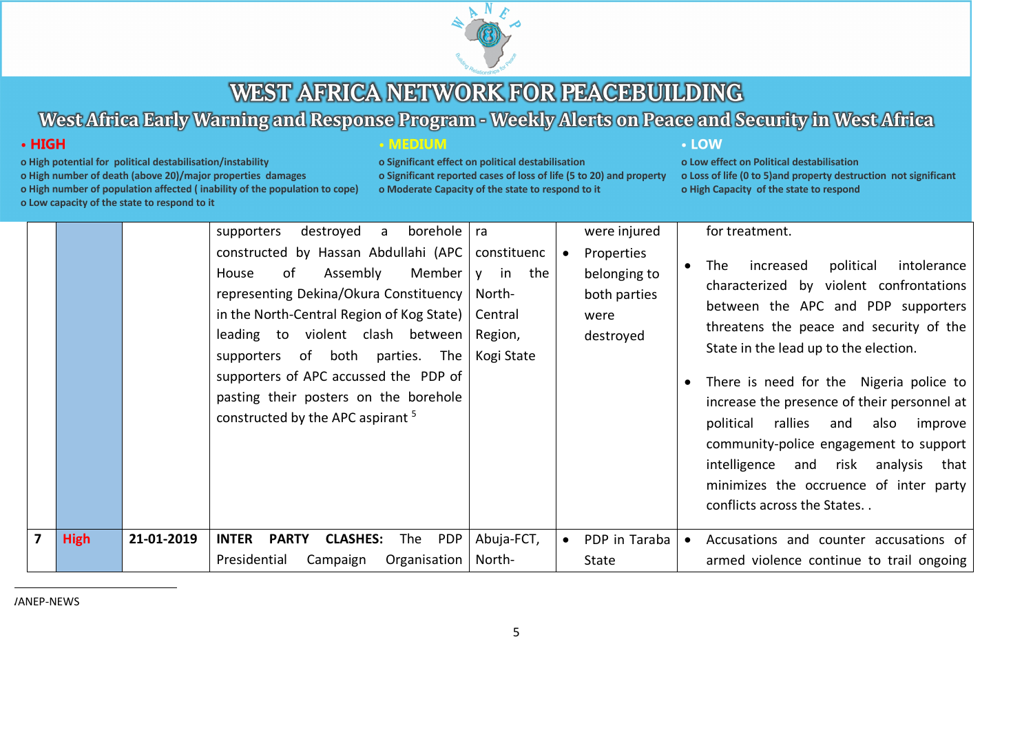| | | | | | | |
|---|---|---|---|---|---|---|
| | | | supporters destroyed a borehole constructed by Hassan Abdullahi (APC House of Assembly Member representing Dekina/Okura Constituency in the North-Central Region of Kog State) leading to violent clash between supporters of both parties. The supporters of APC accussed the PDP of pasting their posters on the borehole constructed by the APC aspirant [5] | ra constituency in the North-Central Region, Kogi State | were injured<br>• Properties belonging to both parties were destroyed | for treatment.<br>• The increased political intolerance characterized by violent confrontations between the APC and PDP supporters threatens the peace and security of the State in the lead up to the election.<br>• There is need for the Nigeria police to increase the presence of their personnel at political rallies and also improve community-police engagement to support intelligence and risk analysis that minimizes the occruence of inter party conflicts across the States. . |
| 7 | High | 21-01-2019 | **INTER PARTY CLASHES:** The PDP Presidential Campaign Organisation | Abuja-FCT, North- | • PDP in Taraba State | • Accusations and counter accusations of armed violence continue to trail ongoing |

/ANEP-NEWS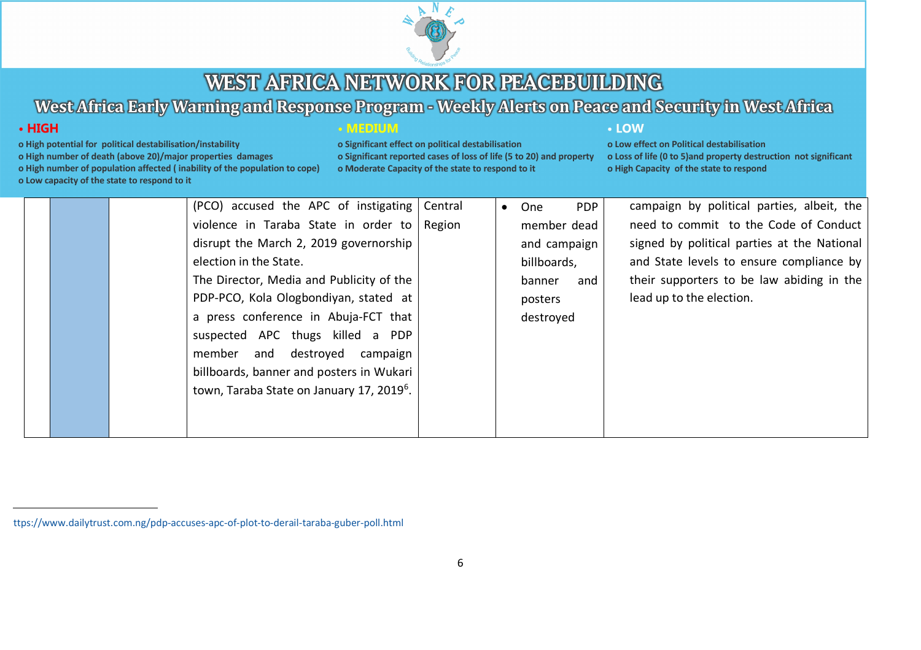# WEST AFRICA NETWORK FOR PEACEBUILDING

## West Africa Early Warning and Response Program - Weekly Alerts on Peace and Security in West Africa

| • HIGH | • MEDIUM | • LOW |
|---|---|---|
| o High potential for political destabilisation/instability<br>o High number of death (above 20)/major properties damages<br>o High number of population affected ( inability of the population to cope)<br>o Low capacity of the state to respond to it | o Significant effect on political destabilisation<br>o Significant reported cases of loss of life (5 to 20) and property<br>o Moderate Capacity of the state to respond to it | o Low effect on Political destabilisation<br>o Loss of life (0 to 5)and property destruction not significant<br>o High Capacity of the state to respond |

| | | | | | | |
|---|---|---|---|---|---|---|
| | | | (PCO) accused the APC of instigating violence in Taraba State in order to disrupt the March 2, 2019 governorship election in the State.<br>The Director, Media and Publicity of the PDP-PCO, Kola Ologbondiyan, stated at a press conference in Abuja-FCT that suspected APC thugs killed a PDP member and destroyed campaign billboards, banner and posters in Wukari town, Taraba State on January 17, 2019[6]. | Central Region | • One PDP member dead and campaign billboards, banner and posters destroyed | campaign by political parties, albeit, the need to commit to the Code of Conduct signed by political parties at the National and State levels to ensure compliance by their supporters to be law abiding in the lead up to the election. |

ttps://www.dailytrust.com.ng/pdp-accuses-apc-of-plot-to-derail-taraba-guber-poll.html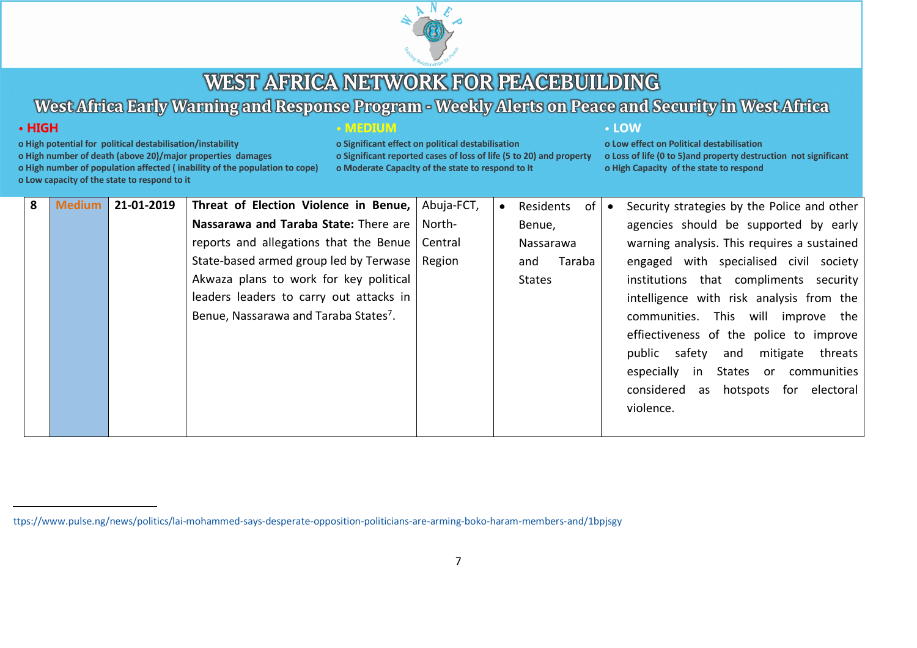# WEST AFRICA NETWORK FOR PEACEBUILDING

## West Africa Early Warning and Response Program - Weekly Alerts on Peace and Security in West Africa

**• HIGH**

- o High potential for political destabilisation/instability
- o High number of death (above 20)/major properties damages
- o High number of population affected ( inability of the population to cope)
- o Low capacity of the state to respond to it

**• MEDIUM**

- o Significant effect on political destabilisation
- o Significant reported cases of loss of life (5 to 20) and property
- o Moderate Capacity of the state to respond to it

**• LOW**

- o Low effect on Political destabilisation
- o Loss of life (0 to 5)and property destruction not significant
- o High Capacity of the state to respond

| | | | | | | |
|---|---|---|---|---|---|---|
| 8 | Medium | 21-01-2019 | **Threat of Election Violence in Benue, Nassarawa and Taraba State:** There are reports and allegations that the Benue State-based armed group led by Terwase Akwaza plans to work for key political leaders leaders to carry out attacks in Benue, Nassarawa and Taraba States[7]. | Abuja-FCT, North-Central Region | • Residents of Benue, Nassarawa and Taraba States | • Security strategies by the Police and other agencies should be supported by early warning analysis. This requires a sustained engaged with specialised civil society institutions that compliments security intelligence with risk analysis from the communities. This will improve the effiectiveness of the police to improve public safety and mitigate threats especially in States or communities considered as hotspots for electoral violence. |

ttps://www.pulse.ng/news/politics/lai-mohammed-says-desperate-opposition-politicians-are-arming-boko-haram-members-and/1bpjsgy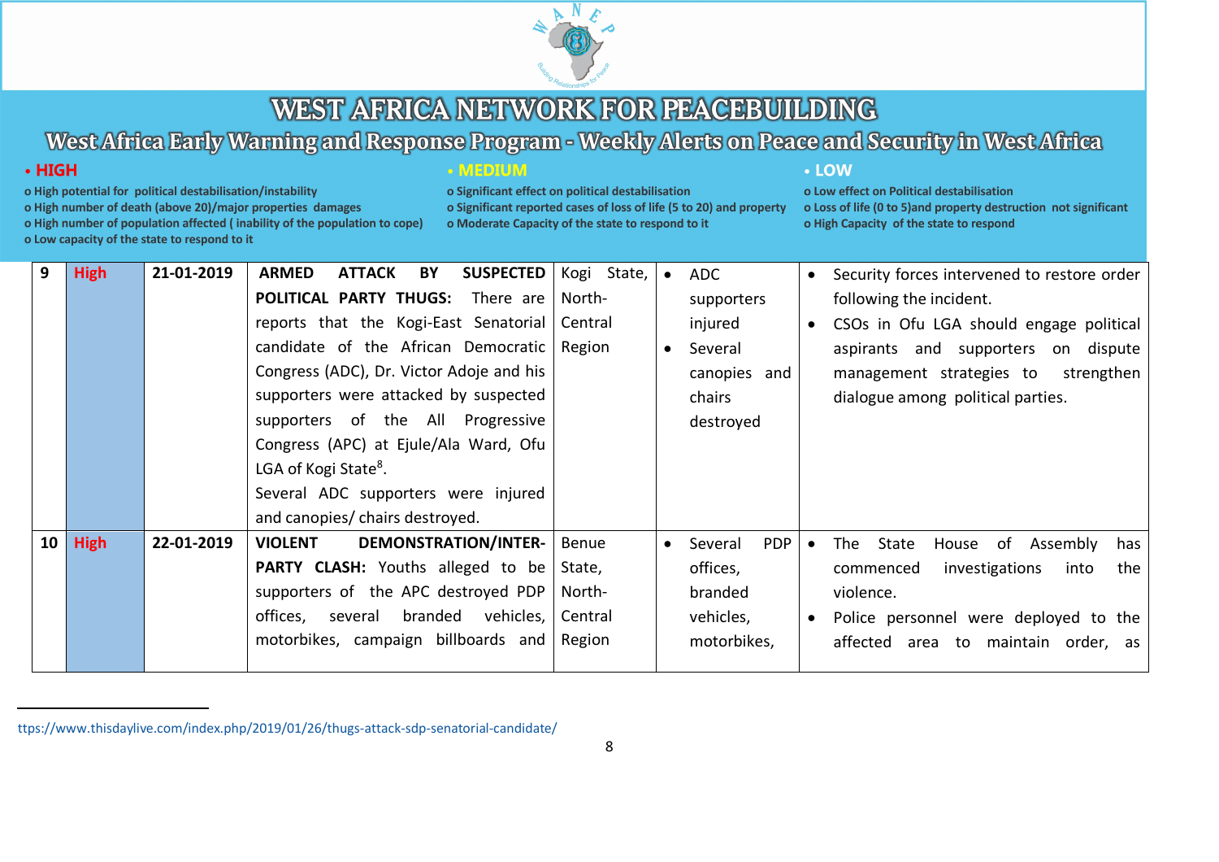# WEST AFRICA NETWORK FOR PEACEBUILDING

## West Africa Early Warning and Response Program - Weekly Alerts on Peace and Security in West Africa

- **HIGH**
  - o High potential for political destabilisation/instability
  - o High number of death (above 20)/major properties damages
  - o High number of population affected ( inability of the population to cope)
  - o Low capacity of the state to respond to it
- **MEDIUM**
  - o Significant effect on political destabilisation
  - o Significant reported cases of loss of life (5 to 20) and property
  - o Moderate Capacity of the state to respond to it
- **LOW**
  - o Low effect on Political destabilisation
  - o Loss of life (0 to 5)and property destruction not significant
  - o High Capacity of the state to respond

| | | | | | | |
|---|---|---|---|---|---|---|
| 9 | High | 21-01-2019 | **ARMED ATTACK BY SUSPECTED POLITICAL PARTY THUGS:** There are reports that the Kogi-East Senatorial candidate of the African Democratic Congress (ADC), Dr. Victor Adoje and his supporters were attacked by suspected supporters of the All Progressive Congress (APC) at Ejule/Ala Ward, Ofu LGA of Kogi State[8]. Several ADC supporters were injured and canopies/ chairs destroyed. | Kogi State, North-Central Region | • ADC supporters injured<br>• Several canopies and chairs destroyed | • Security forces intervened to restore order following the incident.<br>• CSOs in Ofu LGA should engage political aspirants and supporters on dispute management strategies to strengthen dialogue among political parties. |
| 10 | High | 22-01-2019 | **VIOLENT DEMONSTRATION/INTER-PARTY CLASH:** Youths alleged to be supporters of the APC destroyed PDP offices, several branded vehicles, motorbikes, campaign billboards and | Benue State, North-Central Region | • Several PDP offices, branded vehicles, motorbikes, | • The State House of Assembly has commenced investigations into the violence.<br>• Police personnel were deployed to the affected area to maintain order, as |

ttps://www.thisdaylive.com/index.php/2019/01/26/thugs-attack-sdp-senatorial-candidate/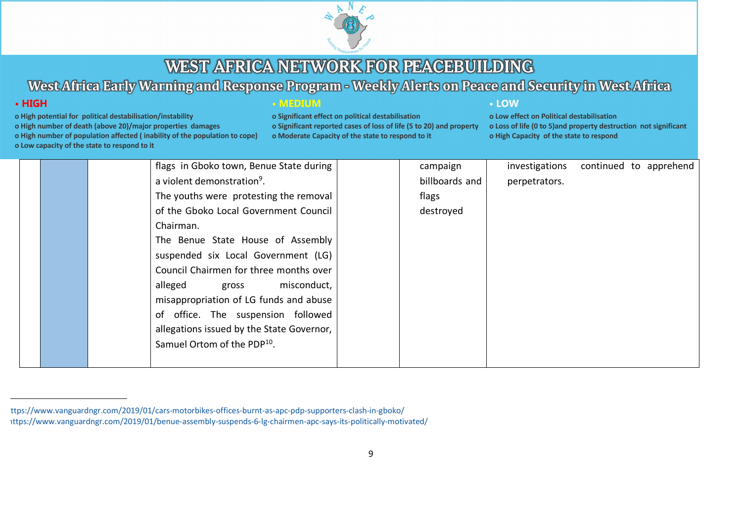| | | | | | | |
|---|---|---|---|---|---|---|
| | | | flags in Gboko town, Benue State during a violent demonstration[9]. The youths were protesting the removal of the Gboko Local Government Council Chairman. The Benue State House of Assembly suspended six Local Government (LG) Council Chairmen for three months over alleged gross misconduct, misappropriation of LG funds and abuse of office. The suspension followed allegations issued by the State Governor, Samuel Ortom of the PDP[10]. | | campaign billboards and flags destroyed | investigations continued to apprehend perpetrators. |

ttps://www.vanguardngr.com/2019/01/cars-motorbikes-offices-burnt-as-apc-pdp-supporters-clash-in-gboko/
ıttps://www.vanguardngr.com/2019/01/benue-assembly-suspends-6-lg-chairmen-apc-says-its-politically-motivated/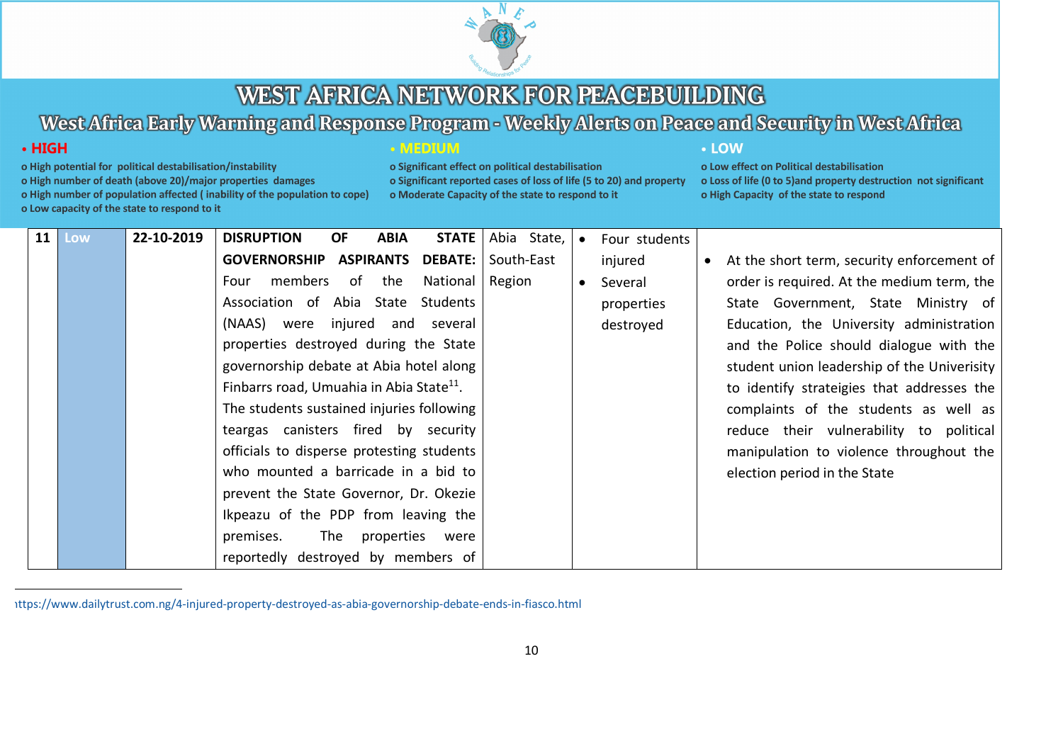# WEST AFRICA NETWORK FOR PEACEBUILDING

## West Africa Early Warning and Response Program - Weekly Alerts on Peace and Security in West Africa

**• HIGH**
- High potential for political destabilisation/instability
- High number of death (above 20)/major properties damages
- High number of population affected ( inability of the population to cope)
- Low capacity of the state to respond to it

**• MEDIUM**
- Significant effect on political destabilisation
- Significant reported cases of loss of life (5 to 20) and property
- Moderate Capacity of the state to respond to it

**• LOW**
- Low effect on Political destabilisation
- Loss of life (0 to 5)and property destruction not significant
- High Capacity of the state to respond

| | | | | | | |
|---|---|---|---|---|---|---|
| 11 | Low | 22-10-2019 | **DISRUPTION OF ABIA STATE GOVERNORSHIP ASPIRANTS DEBATE:** Four members of the National Association of Abia State Students (NAAS) were injured and several properties destroyed during the State governorship debate at Abia hotel along Finbarrs road, Umuahia in Abia State[11]. The students sustained injuries following teargas canisters fired by security officials to disperse protesting students who mounted a barricade in a bid to prevent the State Governor, Dr. Okezie Ikpeazu of the PDP from leaving the premises. The properties were reportedly destroyed by members of | Abia State, South-East Region | • Four students injured<br>• Several properties destroyed | • At the short term, security enforcement of order is required. At the medium term, the State Government, State Ministry of Education, the University administration and the Police should dialogue with the student union leadership of the Univerisity to identify strateigies that addresses the complaints of the students as well as reduce their vulnerability to political manipulation to violence throughout the election period in the State |

ıttps://www.dailytrust.com.ng/4-injured-property-destroyed-as-abia-governorship-debate-ends-in-fiasco.html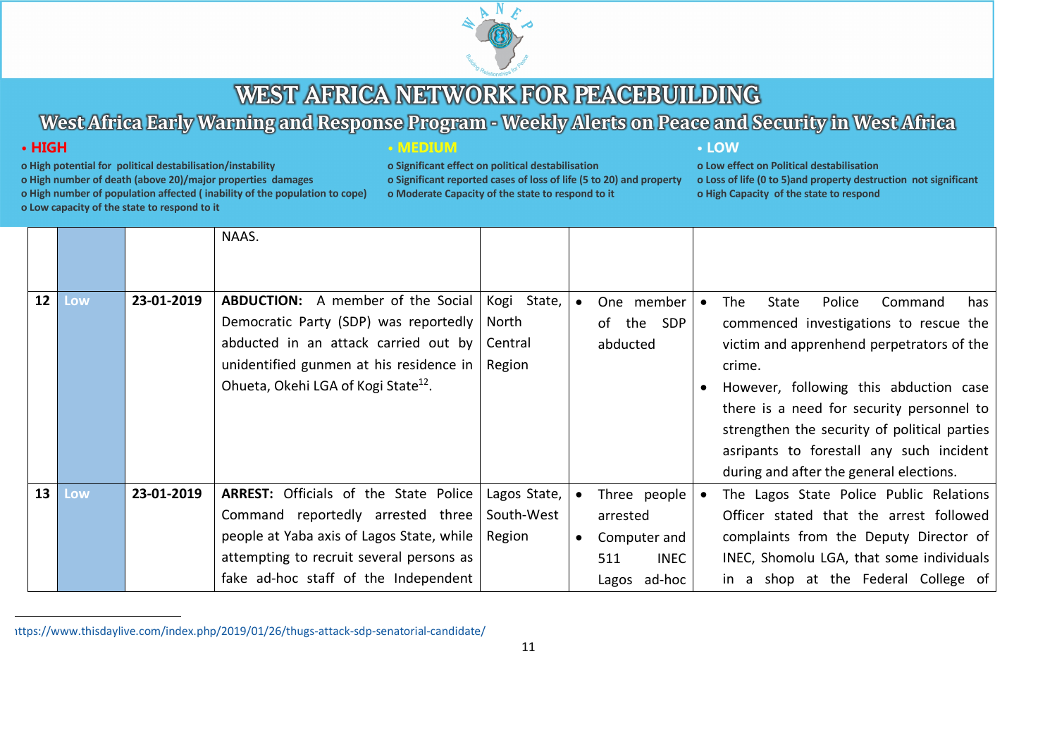# WEST AFRICA NETWORK FOR PEACEBUILDING

## West Africa Early Warning and Response Program - Weekly Alerts on Peace and Security in West Africa

- **HIGH**
  - o High potential for political destabilisation/instability
  - o High number of death (above 20)/major properties damages
  - o High number of population affected ( inability of the population to cope)
  - o Low capacity of the state to respond to it
- **MEDIUM**
  - o Significant effect on political destabilisation
  - o Significant reported cases of loss of life (5 to 20) and property
  - o Moderate Capacity of the state to respond to it
- **LOW**
  - o Low effect on Political destabilisation
  - o Loss of life (0 to 5)and property destruction not significant
  - o High Capacity of the state to respond

| | | | | | | |
|---|---|---|---|---|---|---|
| | | | NAAS. | | | |
| 12 | Low | 23-01-2019 | **ABDUCTION:** A member of the Social Democratic Party (SDP) was reportedly abducted in an attack carried out by unidentified gunmen at his residence in Ohueta, Okehi LGA of Kogi State[12]. | Kogi State, North Central Region | • One member of the SDP abducted | • The State Police Command has commenced investigations to rescue the victim and apprenhend perpetrators of the crime.<br>• However, following this abduction case there is a need for security personnel to strengthen the security of political parties asripants to forestall any such incident during and after the general elections. |
| 13 | Low | 23-01-2019 | **ARREST:** Officials of the State Police Command reportedly arrested three people at Yaba axis of Lagos State, while attempting to recruit several persons as fake ad-hoc staff of the Independent | Lagos State, South-West Region | • Three people arrested<br>• Computer and 511 INEC Lagos ad-hoc | • The Lagos State Police Public Relations Officer stated that the arrest followed complaints from the Deputy Director of INEC, Shomolu LGA, that some individuals in a shop at the Federal College of |

[12] https://www.thisdaylive.com/index.php/2019/01/26/thugs-attack-sdp-senatorial-candidate/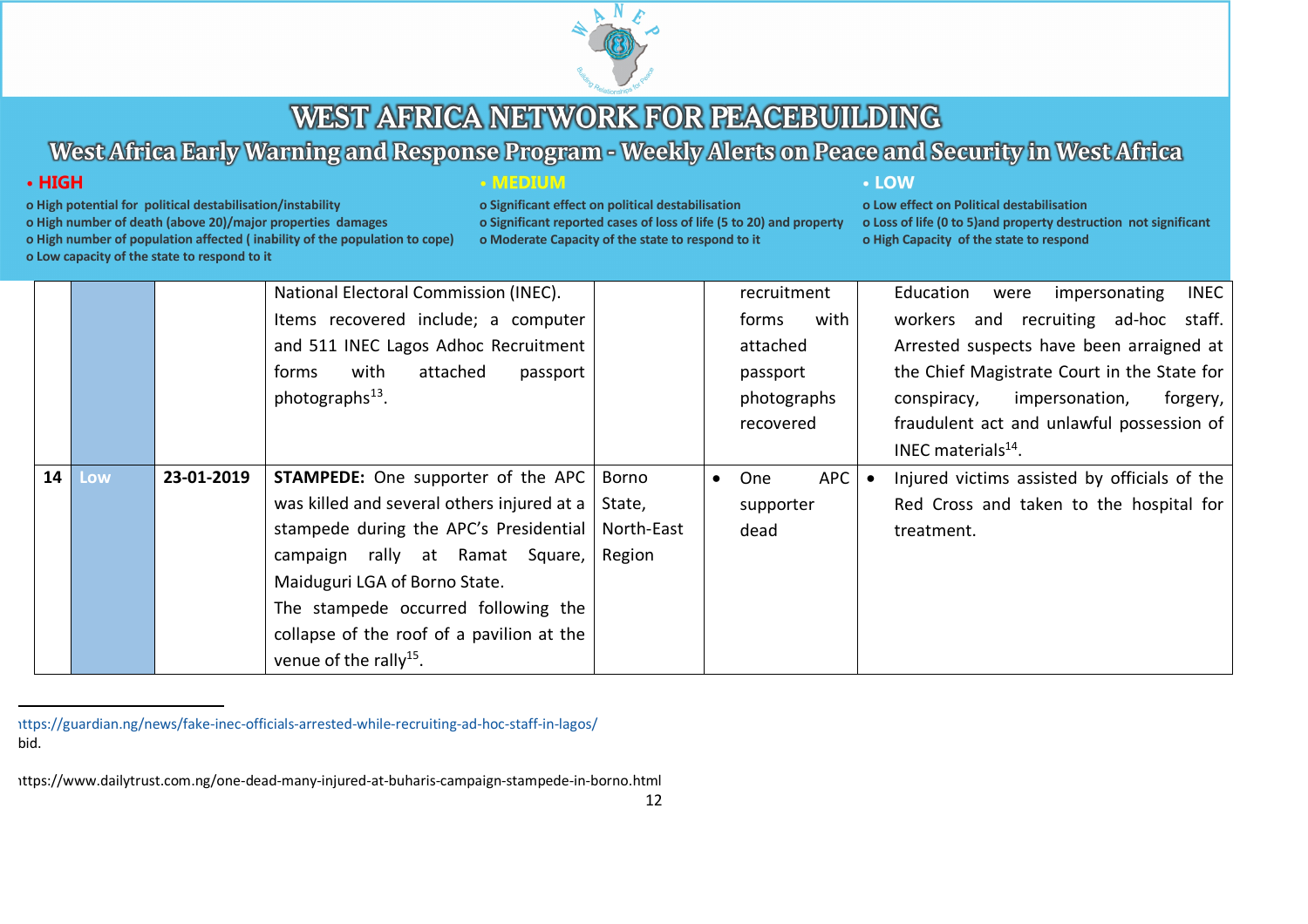| | | | | | | |
|---|---|---|---|---|---|---|
| | | | National Electoral Commission (INEC). Items recovered include; a computer and 511 INEC Lagos Adhoc Recruitment forms with attached passport photographs[13]. | | recruitment forms with attached passport photographs recovered | Education were impersonating INEC workers and recruiting ad-hoc staff. Arrested suspects have been arraigned at the Chief Magistrate Court in the State for conspiracy, impersonation, forgery, fraudulent act and unlawful possession of INEC materials[14]. |
| 14 | Low | 23-01-2019 | **STAMPEDE:** One supporter of the APC was killed and several others injured at a stampede during the APC's Presidential campaign rally at Ramat Square, Maiduguri LGA of Borno State. The stampede occurred following the collapse of the roof of a pavilion at the venue of the rally[15]. | Borno State, North-East Region | • One APC supporter dead | • Injured victims assisted by officials of the Red Cross and taken to the hospital for treatment. |

ttps://guardian.ng/news/fake-inec-officials-arrested-while-recruiting-ad-hoc-staff-in-lagos/

bid.

ttps://www.dailytrust.com.ng/one-dead-many-injured-at-buharis-campaign-stampede-in-borno.html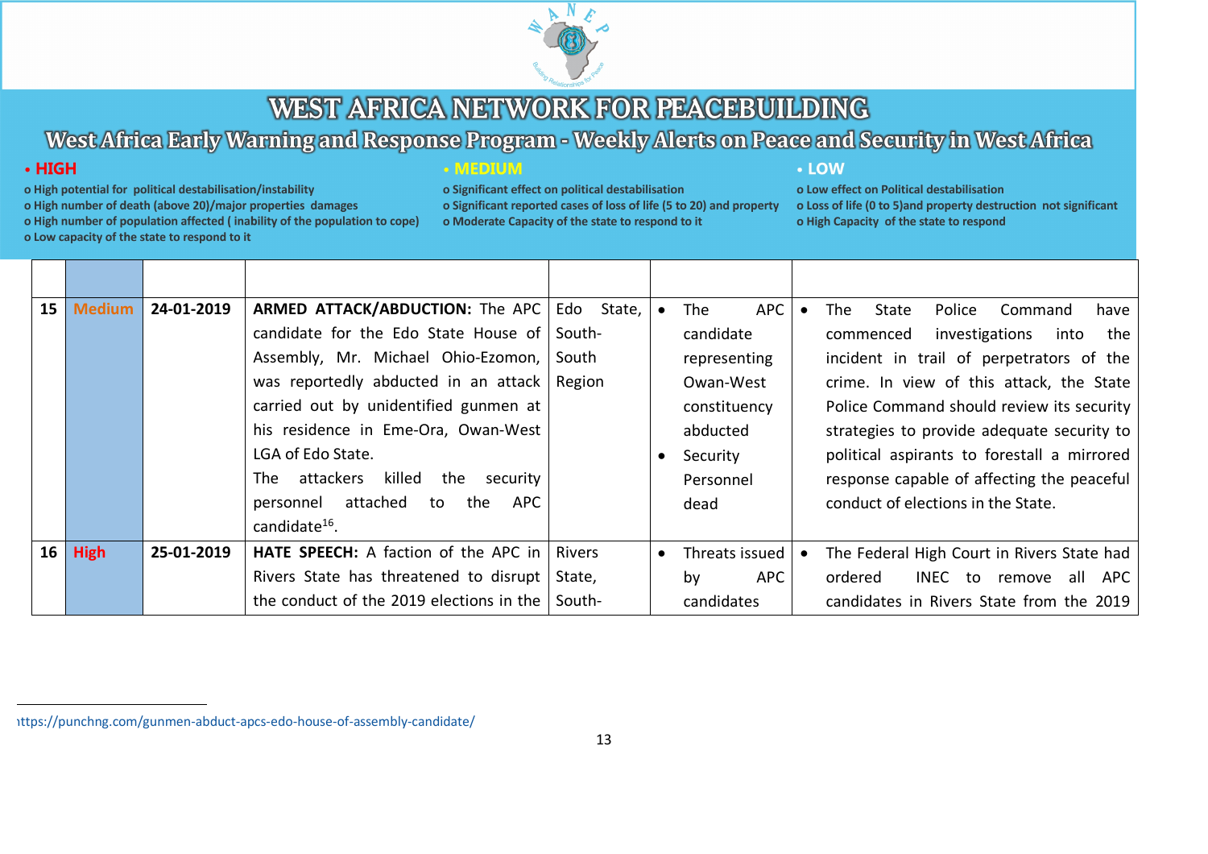# WEST AFRICA NETWORK FOR PEACEBUILDING

## West Africa Early Warning and Response Program - Weekly Alerts on Peace and Security in West Africa

**• HIGH**
- o High potential for political destabilisation/instability
- o High number of death (above 20)/major properties damages
- o High number of population affected ( inability of the population to cope)
- o Low capacity of the state to respond to it

**• MEDIUM**
- o Significant effect on political destabilisation
- o Significant reported cases of loss of life (5 to 20) and property
- o Moderate Capacity of the state to respond to it

**• LOW**
- o Low effect on Political destabilisation
- o Loss of life (0 to 5)and property destruction not significant
- o High Capacity of the state to respond

| | | | | | | |
|---|---|---|---|---|---|---|
| **15** | **Medium** | **24-01-2019** | **ARMED ATTACK/ABDUCTION:** The APC candidate for the Edo State House of Assembly, Mr. Michael Ohio-Ezomon, was reportedly abducted in an attack carried out by unidentified gunmen at his residence in Eme-Ora, Owan-West LGA of Edo State. The attackers killed the security personnel attached to the APC candidate[16]. | Edo State, South-South Region | • The APC candidate representing Owan-West constituency abducted<br>• Security Personnel dead | • The State Police Command have commenced investigations into the incident in trail of perpetrators of the crime. In view of this attack, the State Police Command should review its security strategies to provide adequate security to political aspirants to forestall a mirrored response capable of affecting the peaceful conduct of elections in the State. |
| **16** | **High** | **25-01-2019** | **HATE SPEECH:** A faction of the APC in Rivers State has threatened to disrupt the conduct of the 2019 elections in the | Rivers State, South- | • Threats issued by APC candidates | • The Federal High Court in Rivers State had ordered INEC to remove all APC candidates in Rivers State from the 2019 |

[16] https://punchng.com/gunmen-abduct-apcs-edo-house-of-assembly-candidate/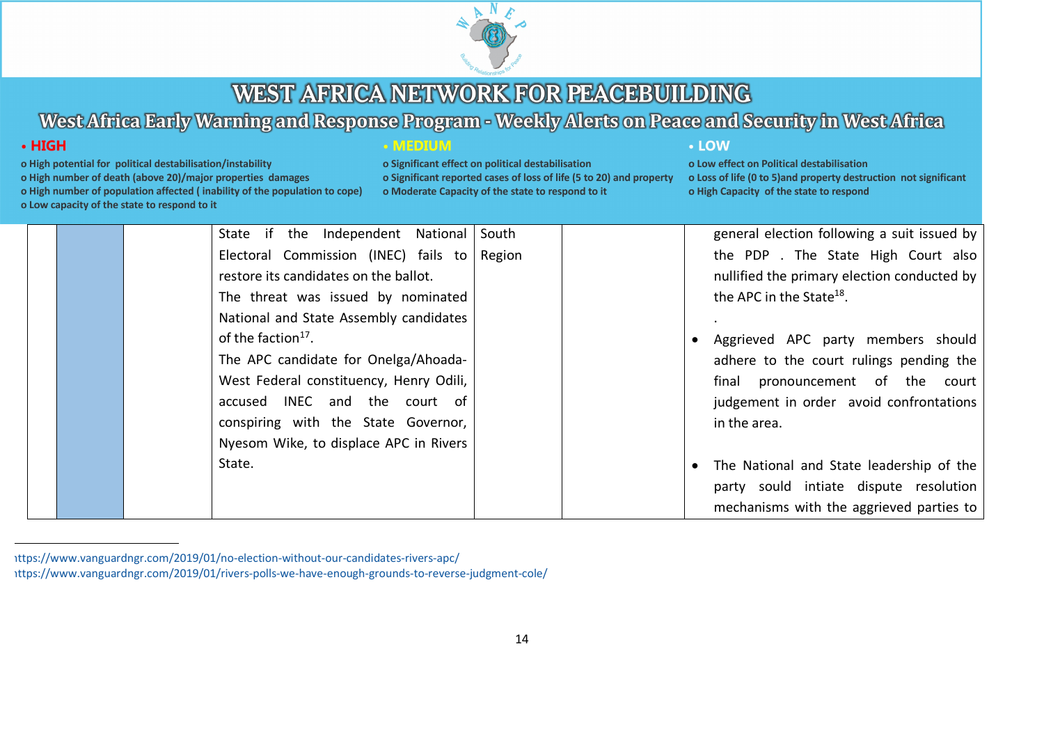# WEST AFRICA NETWORK FOR PEACEBUILDING

## West Africa Early Warning and Response Program - Weekly Alerts on Peace and Security in West Africa

| • HIGH | • MEDIUM | • LOW |
|---|---|---|
| o High potential for political destabilisation/instability<br>o High number of death (above 20)/major properties damages<br>o High number of population affected ( inability of the population to cope)<br>o Low capacity of the state to respond to it | o Significant effect on political destabilisation<br>o Significant reported cases of loss of life (5 to 20) and property<br>o Moderate Capacity of the state to respond to it | o Low effect on Political destabilisation<br>o Loss of life (0 to 5)and property destruction not significant<br>o High Capacity of the state to respond |

| | | | | | | |
|---|---|---|---|---|---|---|
| | | | State if the Independent National Electoral Commission (INEC) fails to restore its candidates on the ballot.<br>The threat was issued by nominated National and State Assembly candidates of the faction[17].<br>The APC candidate for Onelga/Ahoada-West Federal constituency, Henry Odili, accused INEC and the court of conspiring with the State Governor, Nyesom Wike, to displace APC in Rivers State. | South Region | | general election following a suit issued by the PDP . The State High Court also nullified the primary election conducted by the APC in the State[18].<br>.<br>• Aggrieved APC party members should adhere to the court rulings pending the final pronouncement of the court judgement in order avoid confrontations in the area.<br>• The National and State leadership of the party sould intiate dispute resolution mechanisms with the aggrieved parties to |

---

[17] https://www.vanguardngr.com/2019/01/no-election-without-our-candidates-rivers-apc/

[18] https://www.vanguardngr.com/2019/01/rivers-polls-we-have-enough-grounds-to-reverse-judgment-cole/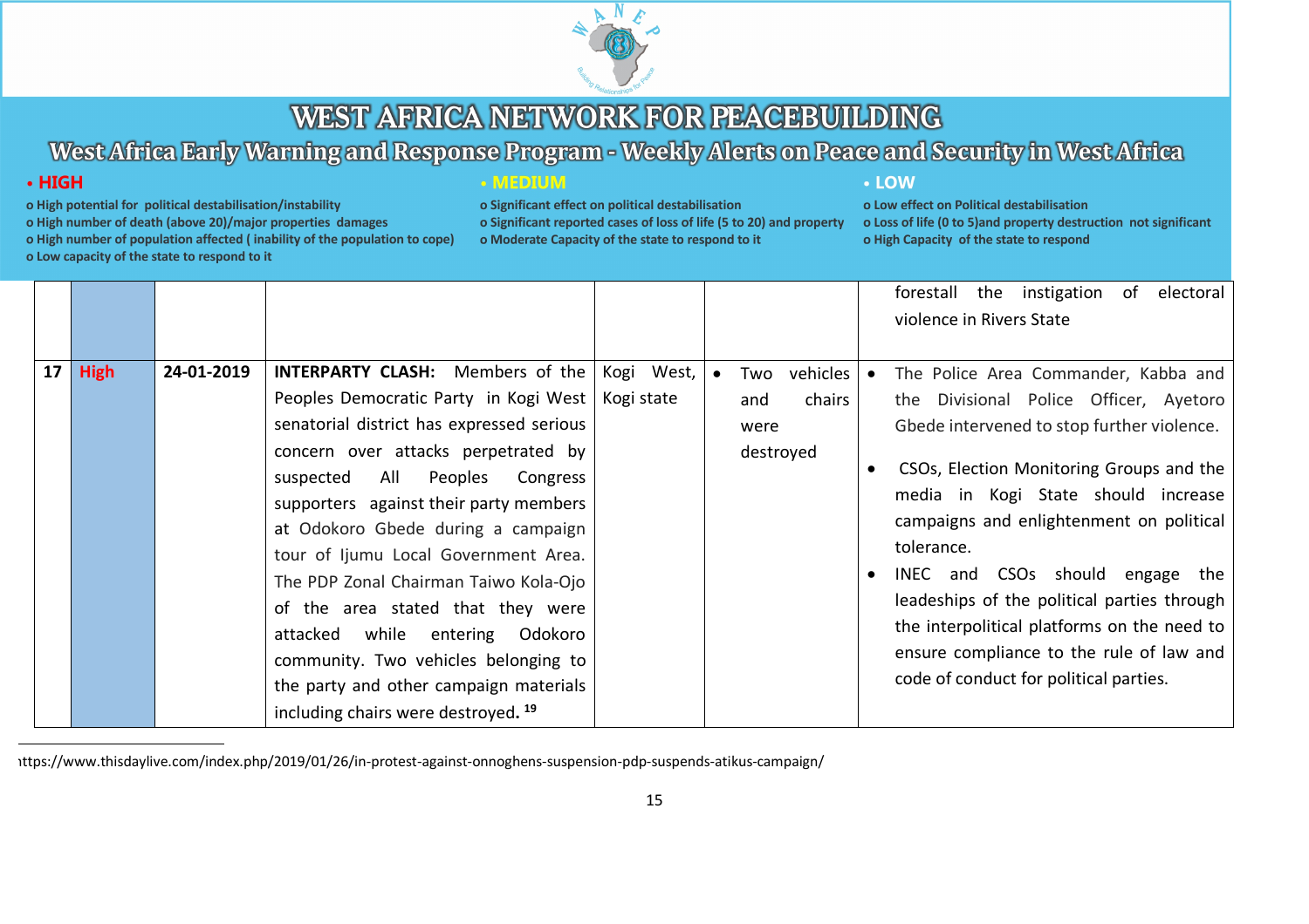# WEST AFRICA NETWORK FOR PEACEBUILDING

## West Africa Early Warning and Response Program - Weekly Alerts on Peace and Security in West Africa

- **HIGH**
  - High potential for political destabilisation/instability
  - High number of death (above 20)/major properties damages
  - High number of population affected ( inability of the population to cope)
  - Low capacity of the state to respond to it
- **MEDIUM**
  - Significant effect on political destabilisation
  - Significant reported cases of loss of life (5 to 20) and property
  - Moderate Capacity of the state to respond to it
- **LOW**
  - Low effect on Political destabilisation
  - Loss of life (0 to 5)and property destruction not significant
  - High Capacity of the state to respond

| | | | | | | |
|---|---|---|---|---|---|---|
| | | | | | | forestall the instigation of electoral violence in Rivers State |
| 17 | High | 24-01-2019 | **INTERPARTY CLASH:** Members of the Peoples Democratic Party in Kogi West senatorial district has expressed serious concern over attacks perpetrated by suspected All Peoples Congress supporters against their party members at Odokoro Gbede during a campaign tour of Ijumu Local Government Area. The PDP Zonal Chairman Taiwo Kola-Ojo of the area stated that they were attacked while entering Odokoro community. Two vehicles belonging to the party and other campaign materials including chairs were destroyed.[19] | Kogi West, Kogi state | • Two vehicles and chairs were destroyed | • The Police Area Commander, Kabba and the Divisional Police Officer, Ayetoro Gbede intervened to stop further violence. <br> • CSOs, Election Monitoring Groups and the media in Kogi State should increase campaigns and enlightenment on political tolerance. <br> • INEC and CSOs should engage the leaderships of the political parties through the interpolitical platforms on the need to ensure compliance to the rule of law and code of conduct for political parties. |

ıttps://www.thisdaylive.com/index.php/2019/01/26/in-protest-against-onnoghens-suspension-pdp-suspends-atikus-campaign/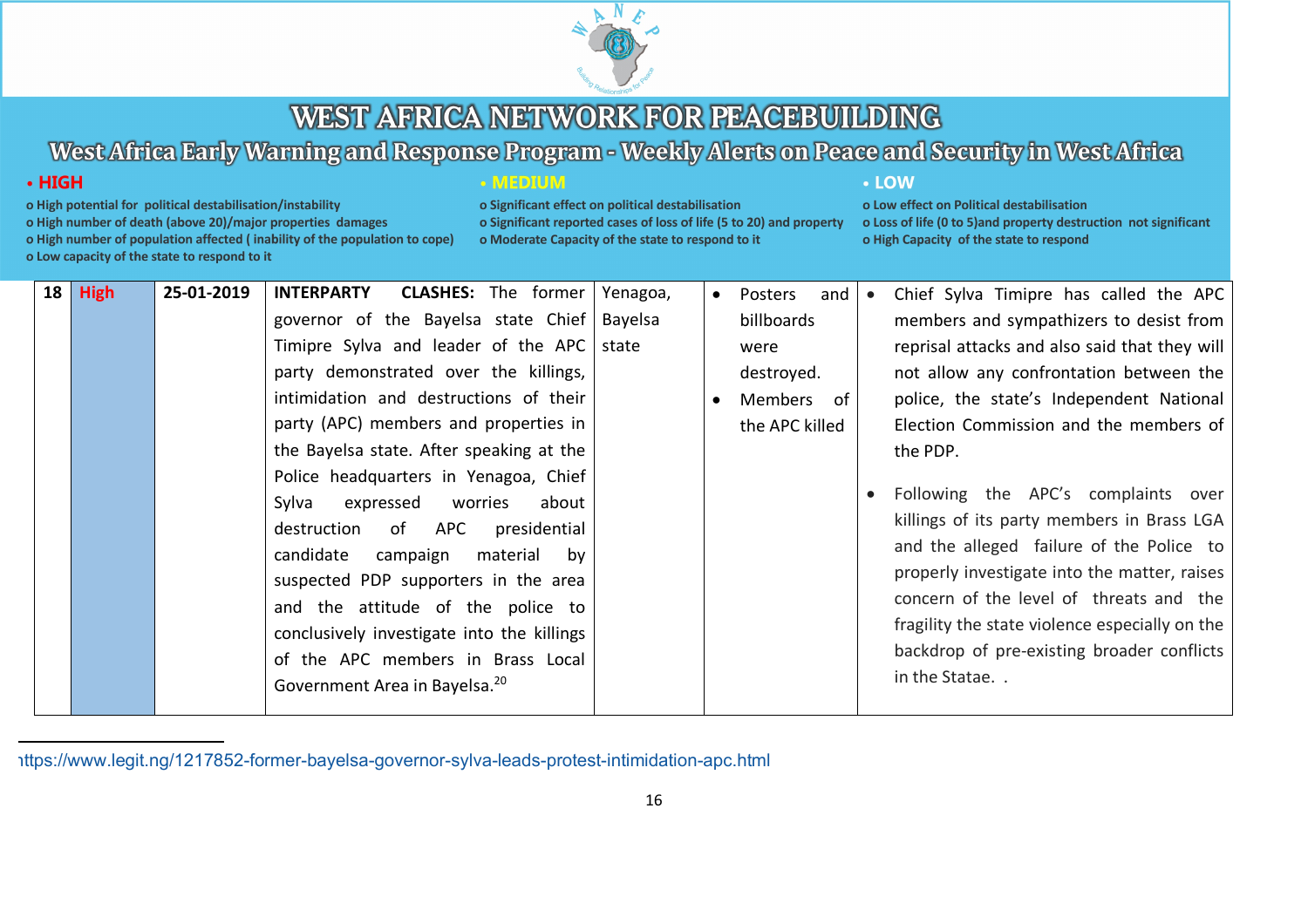# WEST AFRICA NETWORK FOR PEACEBUILDING

## West Africa Early Warning and Response Program - Weekly Alerts on Peace and Security in West Africa

**• HIGH**
- o High potential for political destabilisation/instability
- o High number of death (above 20)/major properties damages
- o High number of population affected ( inability of the population to cope)
- o Low capacity of the state to respond to it

**• MEDIUM**
- o Significant effect on political destabilisation
- o Significant reported cases of loss of life (5 to 20) and property
- o Moderate Capacity of the state to respond to it

**• LOW**
- o Low effect on Political destabilisation
- o Loss of life (0 to 5)and property destruction not significant
- o High Capacity of the state to respond

| | | | | | | |
|---|---|---|---|---|---|---|
| 18 | High | 25-01-2019 | **INTERPARTY CLASHES:** The former governor of the Bayelsa state Chief Timipre Sylva and leader of the APC party demonstrated over the killings, intimidation and destructions of their party (APC) members and properties in the Bayelsa state. After speaking at the Police headquarters in Yenagoa, Chief Sylva expressed worries about destruction of APC presidential candidate campaign material by suspected PDP supporters in the area and the attitude of the police to conclusively investigate into the killings of the APC members in Brass Local Government Area in Bayelsa.[20] | Yenagoa, Bayelsa state | • Posters and billboards were destroyed. <br> • Members of the APC killed | • Chief Sylva Timipre has called the APC members and sympathizers to desist from reprisal attacks and also said that they will not allow any confrontation between the police, the state's Independent National Election Commission and the members of the PDP. <br> • Following the APC's complaints over killings of its party members in Brass LGA and the alleged failure of the Police to properly investigate into the matter, raises concern of the level of threats and the fragility the state violence especially on the backdrop of pre-existing broader conflicts in the Statae. . |

[20] https://www.legit.ng/1217852-former-bayelsa-governor-sylva-leads-protest-intimidation-apc.html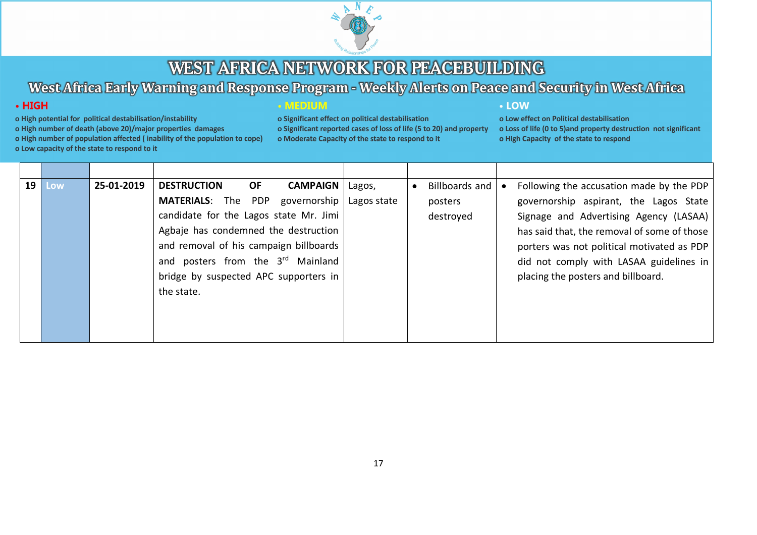# WEST AFRICA NETWORK FOR PEACEBUILDING

## West Africa Early Warning and Response Program - Weekly Alerts on Peace and Security in West Africa

**• HIGH**
- o High potential for political destabilisation/instability
- o High number of death (above 20)/major properties damages
- o High number of population affected ( inability of the population to cope)
- o Low capacity of the state to respond to it

**• MEDIUM**
- o Significant effect on political destabilisation
- o Significant reported cases of loss of life (5 to 20) and property
- o Moderate Capacity of the state to respond to it

**• LOW**
- o Low effect on Political destabilisation
- o Loss of life (0 to 5)and property destruction not significant
- o High Capacity of the state to respond

| | | | | | | |
|---|---|---|---|---|---|---|
| 19 | Low | 25-01-2019 | **DESTRUCTION OF CAMPAIGN MATERIALS**: The PDP governorship candidate for the Lagos state Mr. Jimi Agbaje has condemned the destruction and removal of his campaign billboards and posters from the 3rd Mainland bridge by suspected APC supporters in the state. | Lagos, Lagos state | • Billboards and posters destroyed | • Following the accusation made by the PDP governorship aspirant, the Lagos State Signage and Advertising Agency (LASAA) has said that, the removal of some of those porters was not political motivated as PDP did not comply with LASAA guidelines in placing the posters and billboard. |